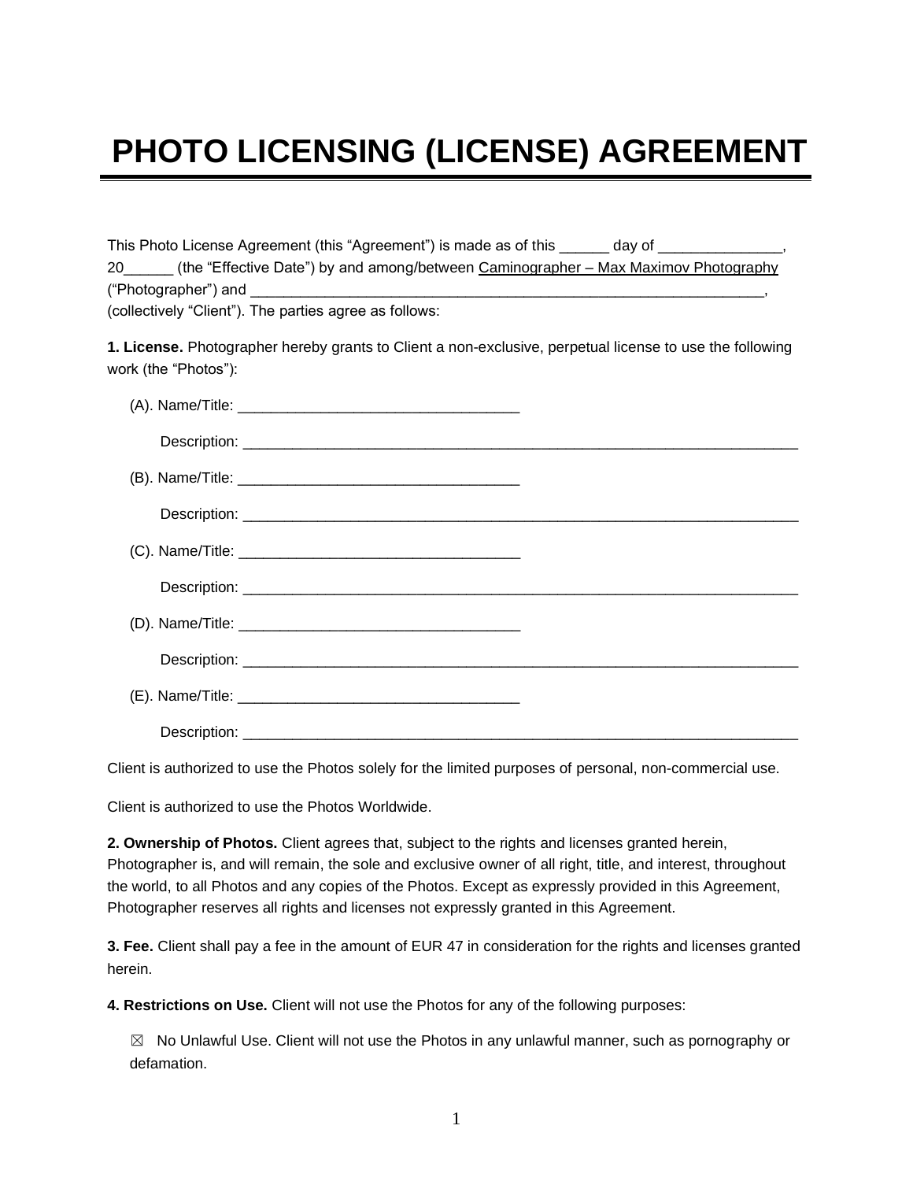# PHOTO LICENSING (LICENSE) AGREEMENT

This Photo License Agreement (this "Agreement") is made as of this ______ day of _______________, 20______ (the "Effective Date") by and among/between Caminographer – Max Maximov Photography ("Photographer") and _________________________________________________________________, (collectively "Client"). The parties agree as follows:

**1. License.** Photographer hereby grants to Client a non-exclusive, perpetual license to use the following work (the "Photos"):

(A). Name/Title: __________________________________

Description: ______________________________________________________________________

(B). Name/Title: __________________________________

Description: ______________________________________________________________________

(C). Name/Title: __________________________________

Description: ______________________________________________________________________

(D). Name/Title: __________________________________

Description: ______________________________________________________________________

(E). Name/Title: __________________________________

Description: ______________________________________________________________________

Client is authorized to use the Photos solely for the limited purposes of personal, non-commercial use.

Client is authorized to use the Photos Worldwide.

**2. Ownership of Photos.** Client agrees that, subject to the rights and licenses granted herein, Photographer is, and will remain, the sole and exclusive owner of all right, title, and interest, throughout the world, to all Photos and any copies of the Photos. Except as expressly provided in this Agreement, Photographer reserves all rights and licenses not expressly granted in this Agreement.

**3. Fee.** Client shall pay a fee in the amount of EUR 47 in consideration for the rights and licenses granted herein.

**4. Restrictions on Use.** Client will not use the Photos for any of the following purposes:

☒ No Unlawful Use. Client will not use the Photos in any unlawful manner, such as pornography or defamation.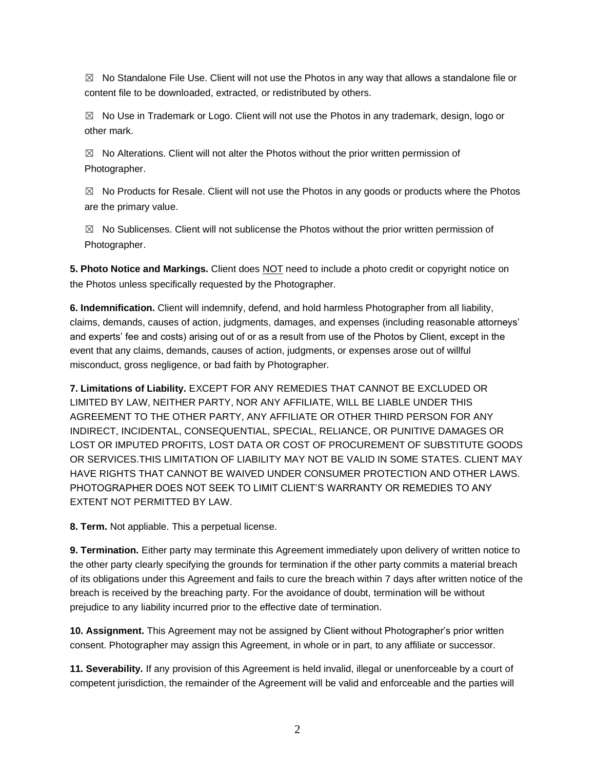☒ No Standalone File Use. Client will not use the Photos in any way that allows a standalone file or content file to be downloaded, extracted, or redistributed by others.

☒ No Use in Trademark or Logo. Client will not use the Photos in any trademark, design, logo or other mark.

☒ No Alterations. Client will not alter the Photos without the prior written permission of Photographer.

☒ No Products for Resale. Client will not use the Photos in any goods or products where the Photos are the primary value.

☒ No Sublicenses. Client will not sublicense the Photos without the prior written permission of Photographer.

**5. Photo Notice and Markings.** Client does <u>NOT</u> need to include a photo credit or copyright notice on the Photos unless specifically requested by the Photographer.

**6. Indemnification.** Client will indemnify, defend, and hold harmless Photographer from all liability, claims, demands, causes of action, judgments, damages, and expenses (including reasonable attorneys' and experts' fee and costs) arising out of or as a result from use of the Photos by Client, except in the event that any claims, demands, causes of action, judgments, or expenses arose out of willful misconduct, gross negligence, or bad faith by Photographer.

**7. Limitations of Liability.** EXCEPT FOR ANY REMEDIES THAT CANNOT BE EXCLUDED OR LIMITED BY LAW, NEITHER PARTY, NOR ANY AFFILIATE, WILL BE LIABLE UNDER THIS AGREEMENT TO THE OTHER PARTY, ANY AFFILIATE OR OTHER THIRD PERSON FOR ANY INDIRECT, INCIDENTAL, CONSEQUENTIAL, SPECIAL, RELIANCE, OR PUNITIVE DAMAGES OR LOST OR IMPUTED PROFITS, LOST DATA OR COST OF PROCUREMENT OF SUBSTITUTE GOODS OR SERVICES.THIS LIMITATION OF LIABILITY MAY NOT BE VALID IN SOME STATES. CLIENT MAY HAVE RIGHTS THAT CANNOT BE WAIVED UNDER CONSUMER PROTECTION AND OTHER LAWS. PHOTOGRAPHER DOES NOT SEEK TO LIMIT CLIENT'S WARRANTY OR REMEDIES TO ANY EXTENT NOT PERMITTED BY LAW.

**8. Term.** Not appliable. This a perpetual license.

**9. Termination.** Either party may terminate this Agreement immediately upon delivery of written notice to the other party clearly specifying the grounds for termination if the other party commits a material breach of its obligations under this Agreement and fails to cure the breach within 7 days after written notice of the breach is received by the breaching party. For the avoidance of doubt, termination will be without prejudice to any liability incurred prior to the effective date of termination.

**10. Assignment.** This Agreement may not be assigned by Client without Photographer's prior written consent. Photographer may assign this Agreement, in whole or in part, to any affiliate or successor.

**11. Severability.** If any provision of this Agreement is held invalid, illegal or unenforceable by a court of competent jurisdiction, the remainder of the Agreement will be valid and enforceable and the parties will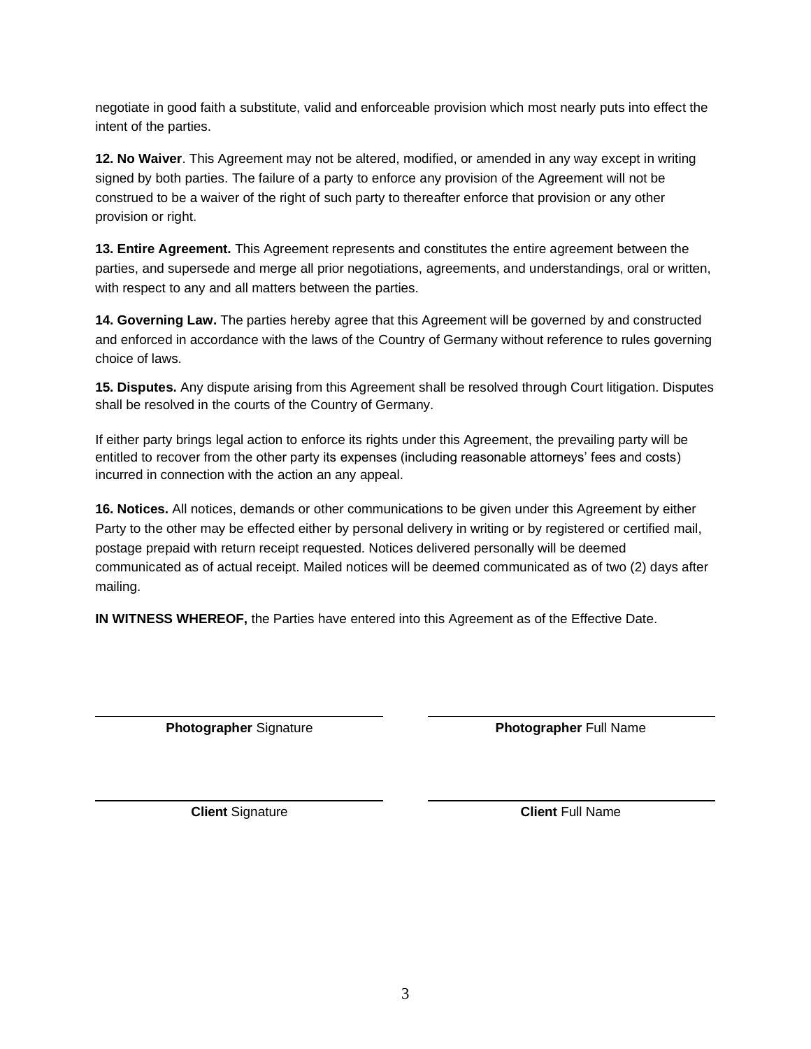negotiate in good faith a substitute, valid and enforceable provision which most nearly puts into effect the intent of the parties.

**12. No Waiver**. This Agreement may not be altered, modified, or amended in any way except in writing signed by both parties. The failure of a party to enforce any provision of the Agreement will not be construed to be a waiver of the right of such party to thereafter enforce that provision or any other provision or right.

**13. Entire Agreement.** This Agreement represents and constitutes the entire agreement between the parties, and supersede and merge all prior negotiations, agreements, and understandings, oral or written, with respect to any and all matters between the parties.

**14. Governing Law.** The parties hereby agree that this Agreement will be governed by and constructed and enforced in accordance with the laws of the Country of Germany without reference to rules governing choice of laws.

**15. Disputes.** Any dispute arising from this Agreement shall be resolved through Court litigation. Disputes shall be resolved in the courts of the Country of Germany.

If either party brings legal action to enforce its rights under this Agreement, the prevailing party will be entitled to recover from the other party its expenses (including reasonable attorneys' fees and costs) incurred in connection with the action an any appeal.

**16. Notices.** All notices, demands or other communications to be given under this Agreement by either Party to the other may be effected either by personal delivery in writing or by registered or certified mail, postage prepaid with return receipt requested. Notices delivered personally will be deemed communicated as of actual receipt. Mailed notices will be deemed communicated as of two (2) days after mailing.

**IN WITNESS WHEREOF,** the Parties have entered into this Agreement as of the Effective Date.

| | |
|---|---|
| ______________________________ | ______________________________ |
| **Photographer** Signature | **Photographer** Full Name |
| ______________________________ | ______________________________ |
| **Client** Signature | **Client** Full Name |